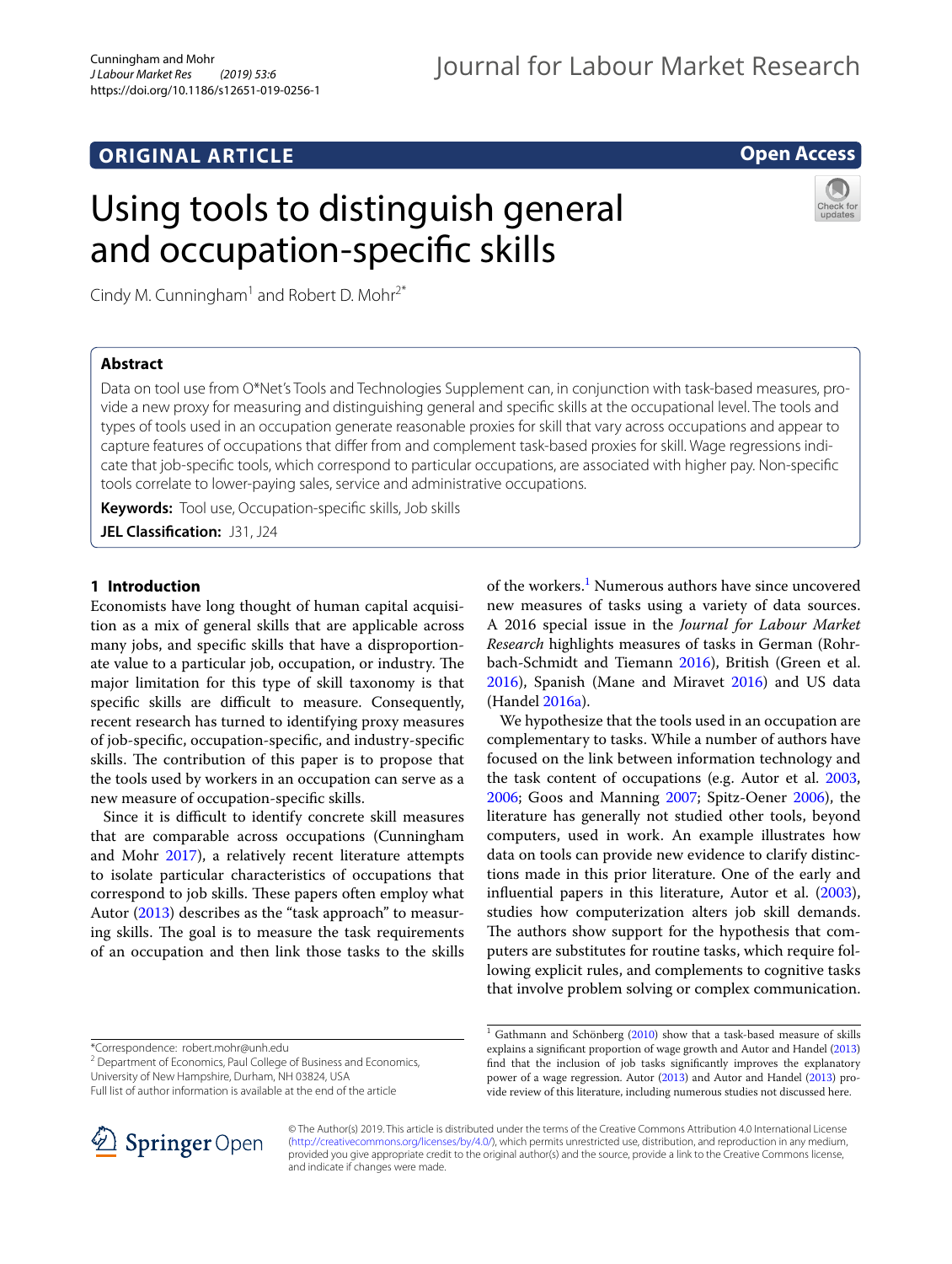ORIGINAL ARTICLE

Open Access

# Using tools to distinguish general and occupation-specific skills

Cindy M. Cunningham[1] and Robert D. Mohr[2*]

## Abstract

Data on tool use from O*Net's Tools and Technologies Supplement can, in conjunction with task-based measures, provide a new proxy for measuring and distinguishing general and specific skills at the occupational level. The tools and types of tools used in an occupation generate reasonable proxies for skill that vary across occupations and appear to capture features of occupations that differ from and complement task-based proxies for skill. Wage regressions indicate that job-specific tools, which correspond to particular occupations, are associated with higher pay. Non-specific tools correlate to lower-paying sales, service and administrative occupations.

**Keywords:** Tool use, Occupation-specific skills, Job skills

**JEL Classification:** J31, J24

## 1 Introduction

Economists have long thought of human capital acquisition as a mix of general skills that are applicable across many jobs, and specific skills that have a disproportionate value to a particular job, occupation, or industry. The major limitation for this type of skill taxonomy is that specific skills are difficult to measure. Consequently, recent research has turned to identifying proxy measures of job-specific, occupation-specific, and industry-specific skills. The contribution of this paper is to propose that the tools used by workers in an occupation can serve as a new measure of occupation-specific skills.

Since it is difficult to identify concrete skill measures that are comparable across occupations (Cunningham and Mohr 2017), a relatively recent literature attempts to isolate particular characteristics of occupations that correspond to job skills. These papers often employ what Autor (2013) describes as the "task approach" to measuring skills. The goal is to measure the task requirements of an occupation and then link those tasks to the skills of the workers.[1] Numerous authors have since uncovered new measures of tasks using a variety of data sources. A 2016 special issue in the *Journal for Labour Market Research* highlights measures of tasks in German (Rohrbach-Schmidt and Tiemann 2016), British (Green et al. 2016), Spanish (Mane and Miravet 2016) and US data (Handel 2016a).

We hypothesize that the tools used in an occupation are complementary to tasks. While a number of authors have focused on the link between information technology and the task content of occupations (e.g. Autor et al. 2003, 2006; Goos and Manning 2007; Spitz-Oener 2006), the literature has generally not studied other tools, beyond computers, used in work. An example illustrates how data on tools can provide new evidence to clarify distinctions made in this prior literature. One of the early and influential papers in this literature, Autor et al. (2003), studies how computerization alters job skill demands. The authors show support for the hypothesis that computers are substitutes for routine tasks, which require following explicit rules, and complements to cognitive tasks that involve problem solving or complex communication.

[1] Gathmann and Schönberg (2010) show that a task-based measure of skills explains a significant proportion of wage growth and Autor and Handel (2013) find that the inclusion of job tasks significantly improves the explanatory power of a wage regression. Autor (2013) and Autor and Handel (2013) provide review of this literature, including numerous studies not discussed here.

*Correspondence: robert.mohr@unh.edu
[2] Department of Economics, Paul College of Business and Economics, University of New Hampshire, Durham, NH 03824, USA
Full list of author information is available at the end of the article

© The Author(s) 2019. This article is distributed under the terms of the Creative Commons Attribution 4.0 International License (http://creativecommons.org/licenses/by/4.0/), which permits unrestricted use, distribution, and reproduction in any medium, provided you give appropriate credit to the original author(s) and the source, provide a link to the Creative Commons license, and indicate if changes were made.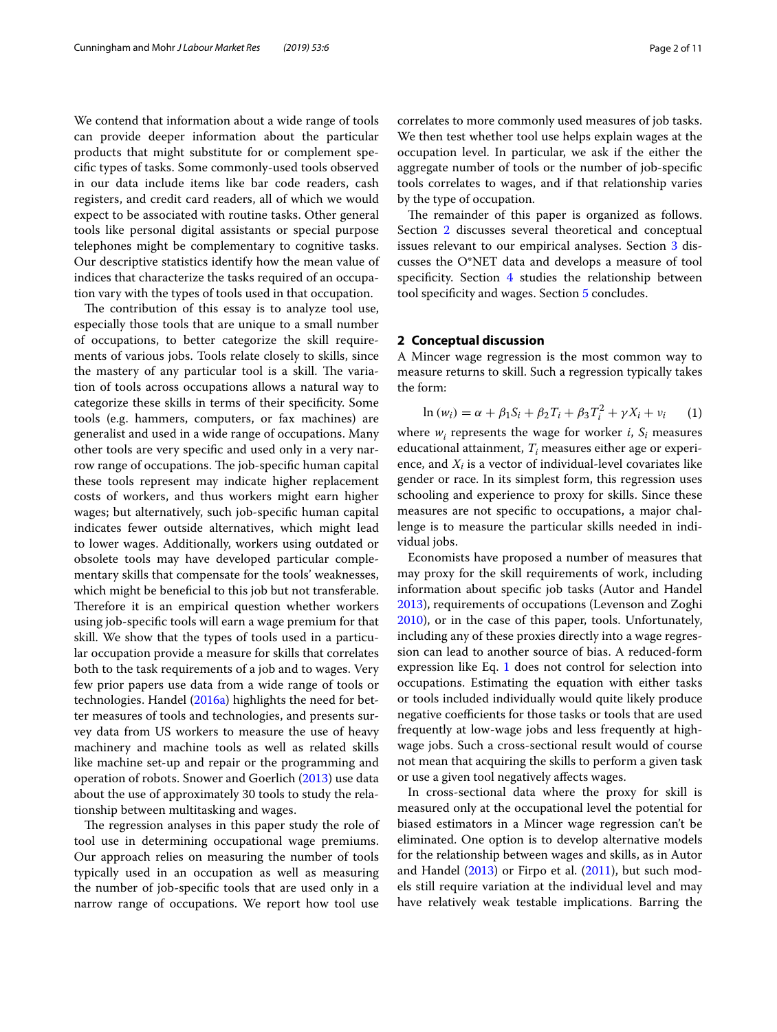We contend that information about a wide range of tools can provide deeper information about the particular products that might substitute for or complement specific types of tasks. Some commonly-used tools observed in our data include items like bar code readers, cash registers, and credit card readers, all of which we would expect to be associated with routine tasks. Other general tools like personal digital assistants or special purpose telephones might be complementary to cognitive tasks. Our descriptive statistics identify how the mean value of indices that characterize the tasks required of an occupation vary with the types of tools used in that occupation.

The contribution of this essay is to analyze tool use, especially those tools that are unique to a small number of occupations, to better categorize the skill requirements of various jobs. Tools relate closely to skills, since the mastery of any particular tool is a skill. The variation of tools across occupations allows a natural way to categorize these skills in terms of their specificity. Some tools (e.g. hammers, computers, or fax machines) are generalist and used in a wide range of occupations. Many other tools are very specific and used only in a very narrow range of occupations. The job-specific human capital these tools represent may indicate higher replacement costs of workers, and thus workers might earn higher wages; but alternatively, such job-specific human capital indicates fewer outside alternatives, which might lead to lower wages. Additionally, workers using outdated or obsolete tools may have developed particular complementary skills that compensate for the tools' weaknesses, which might be beneficial to this job but not transferable. Therefore it is an empirical question whether workers using job-specific tools will earn a wage premium for that skill. We show that the types of tools used in a particular occupation provide a measure for skills that correlates both to the task requirements of a job and to wages. Very few prior papers use data from a wide range of tools or technologies. Handel (2016a) highlights the need for better measures of tools and technologies, and presents survey data from US workers to measure the use of heavy machinery and machine tools as well as related skills like machine set-up and repair or the programming and operation of robots. Snower and Goerlich (2013) use data about the use of approximately 30 tools to study the relationship between multitasking and wages.

The regression analyses in this paper study the role of tool use in determining occupational wage premiums. Our approach relies on measuring the number of tools typically used in an occupation as well as measuring the number of job-specific tools that are used only in a narrow range of occupations. We report how tool use correlates to more commonly used measures of job tasks. We then test whether tool use helps explain wages at the occupation level. In particular, we ask if the either the aggregate number of tools or the number of job-specific tools correlates to wages, and if that relationship varies by the type of occupation.

The remainder of this paper is organized as follows. Section 2 discusses several theoretical and conceptual issues relevant to our empirical analyses. Section 3 discusses the O*NET data and develops a measure of tool specificity. Section 4 studies the relationship between tool specificity and wages. Section 5 concludes.

## 2 Conceptual discussion

A Mincer wage regression is the most common way to measure returns to skill. Such a regression typically takes the form:

$$\ln(w_i) = \alpha + \beta_1 S_i + \beta_2 T_i + \beta_3 T_i^2 + \gamma X_i + \nu_i \qquad (1)$$

where $w_i$ represents the wage for worker $i$, $S_i$ measures educational attainment, $T_i$ measures either age or experience, and $X_i$ is a vector of individual-level covariates like gender or race. In its simplest form, this regression uses schooling and experience to proxy for skills. Since these measures are not specific to occupations, a major challenge is to measure the particular skills needed in individual jobs.

Economists have proposed a number of measures that may proxy for the skill requirements of work, including information about specific job tasks (Autor and Handel 2013), requirements of occupations (Levenson and Zoghi 2010), or in the case of this paper, tools. Unfortunately, including any of these proxies directly into a wage regression can lead to another source of bias. A reduced-form expression like Eq. 1 does not control for selection into occupations. Estimating the equation with either tasks or tools included individually would quite likely produce negative coefficients for those tasks or tools that are used frequently at low-wage jobs and less frequently at high-wage jobs. Such a cross-sectional result would of course not mean that acquiring the skills to perform a given task or use a given tool negatively affects wages.

In cross-sectional data where the proxy for skill is measured only at the occupational level the potential for biased estimators in a Mincer wage regression can't be eliminated. One option is to develop alternative models for the relationship between wages and skills, as in Autor and Handel (2013) or Firpo et al. (2011), but such models still require variation at the individual level and may have relatively weak testable implications. Barring the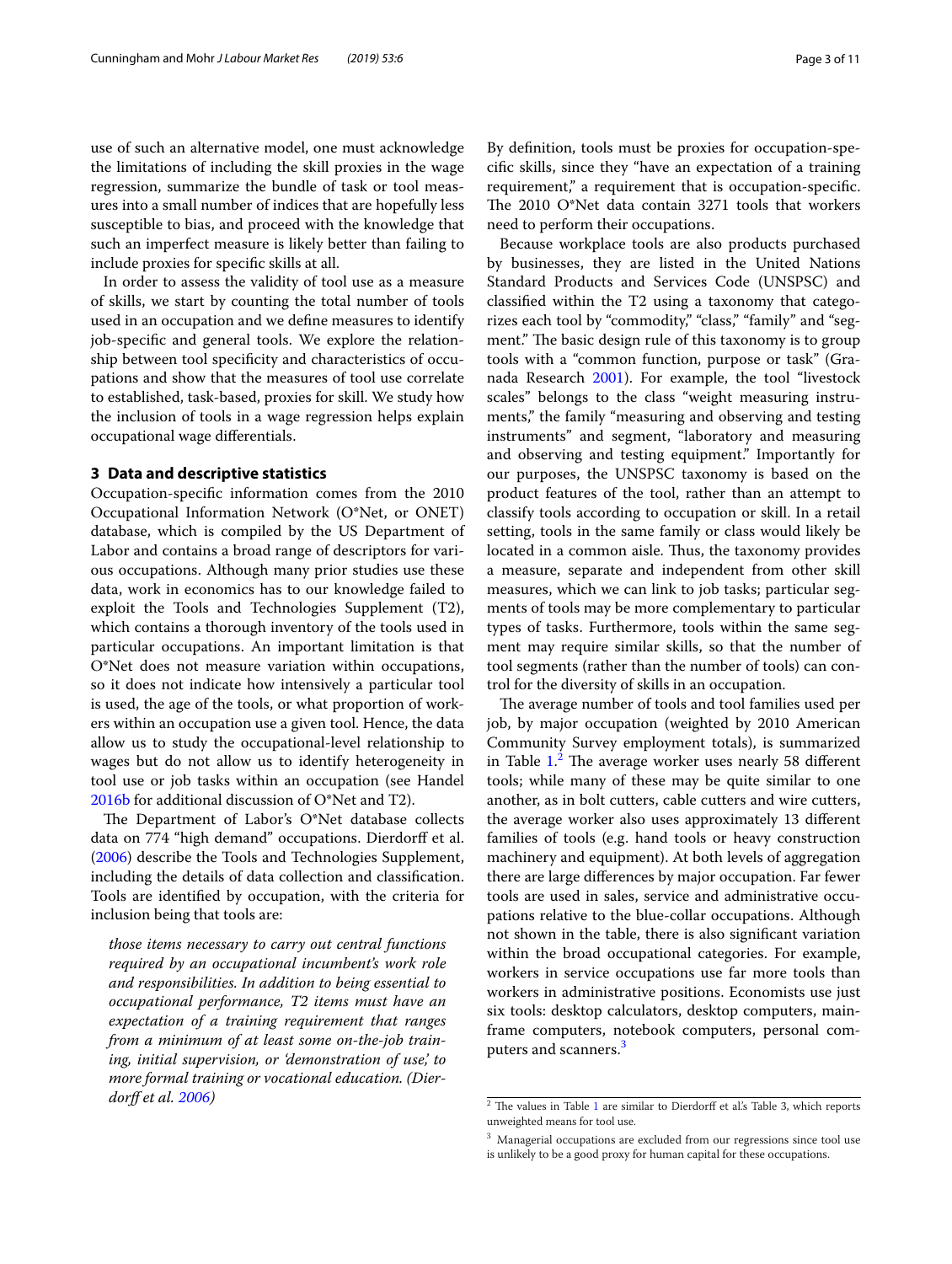use of such an alternative model, one must acknowledge the limitations of including the skill proxies in the wage regression, summarize the bundle of task or tool measures into a small number of indices that are hopefully less susceptible to bias, and proceed with the knowledge that such an imperfect measure is likely better than failing to include proxies for specific skills at all.

In order to assess the validity of tool use as a measure of skills, we start by counting the total number of tools used in an occupation and we define measures to identify job-specific and general tools. We explore the relationship between tool specificity and characteristics of occupations and show that the measures of tool use correlate to established, task-based, proxies for skill. We study how the inclusion of tools in a wage regression helps explain occupational wage differentials.

## 3 Data and descriptive statistics

Occupation-specific information comes from the 2010 Occupational Information Network (O*Net, or ONET) database, which is compiled by the US Department of Labor and contains a broad range of descriptors for various occupations. Although many prior studies use these data, work in economics has to our knowledge failed to exploit the Tools and Technologies Supplement (T2), which contains a thorough inventory of the tools used in particular occupations. An important limitation is that O*Net does not measure variation within occupations, so it does not indicate how intensively a particular tool is used, the age of the tools, or what proportion of workers within an occupation use a given tool. Hence, the data allow us to study the occupational-level relationship to wages but do not allow us to identify heterogeneity in tool use or job tasks within an occupation (see Handel 2016b for additional discussion of O*Net and T2).

The Department of Labor's O*Net database collects data on 774 "high demand" occupations. Dierdorff et al. (2006) describe the Tools and Technologies Supplement, including the details of data collection and classification. Tools are identified by occupation, with the criteria for inclusion being that tools are:

> *those items necessary to carry out central functions required by an occupational incumbent's work role and responsibilities. In addition to being essential to occupational performance, T2 items must have an expectation of a training requirement that ranges from a minimum of at least some on-the-job training, initial supervision, or 'demonstration of use,' to more formal training or vocational education. (Dierdorff et al. 2006)*

By definition, tools must be proxies for occupation-specific skills, since they "have an expectation of a training requirement," a requirement that is occupation-specific. The 2010 O*Net data contain 3271 tools that workers need to perform their occupations.

Because workplace tools are also products purchased by businesses, they are listed in the United Nations Standard Products and Services Code (UNSPSC) and classified within the T2 using a taxonomy that categorizes each tool by "commodity," "class," "family" and "segment." The basic design rule of this taxonomy is to group tools with a "common function, purpose or task" (Granada Research 2001). For example, the tool "livestock scales" belongs to the class "weight measuring instruments," the family "measuring and observing and testing instruments" and segment, "laboratory and measuring and observing and testing equipment." Importantly for our purposes, the UNSPSC taxonomy is based on the product features of the tool, rather than an attempt to classify tools according to occupation or skill. In a retail setting, tools in the same family or class would likely be located in a common aisle. Thus, the taxonomy provides a measure, separate and independent from other skill measures, which we can link to job tasks; particular segments of tools may be more complementary to particular types of tasks. Furthermore, tools within the same segment may require similar skills, so that the number of tool segments (rather than the number of tools) can control for the diversity of skills in an occupation.

The average number of tools and tool families used per job, by major occupation (weighted by 2010 American Community Survey employment totals), is summarized in Table 1.[2] The average worker uses nearly 58 different tools; while many of these may be quite similar to one another, as in bolt cutters, cable cutters and wire cutters, the average worker also uses approximately 13 different families of tools (e.g. hand tools or heavy construction machinery and equipment). At both levels of aggregation there are large differences by major occupation. Far fewer tools are used in sales, service and administrative occupations relative to the blue-collar occupations. Although not shown in the table, there is also significant variation within the broad occupational categories. For example, workers in service occupations use far more tools than workers in administrative positions. Economists use just six tools: desktop calculators, desktop computers, mainframe computers, notebook computers, personal computers and scanners.[3]

[2] The values in Table 1 are similar to Dierdorff et al.'s Table 3, which reports unweighted means for tool use.

[3] Managerial occupations are excluded from our regressions since tool use is unlikely to be a good proxy for human capital for these occupations.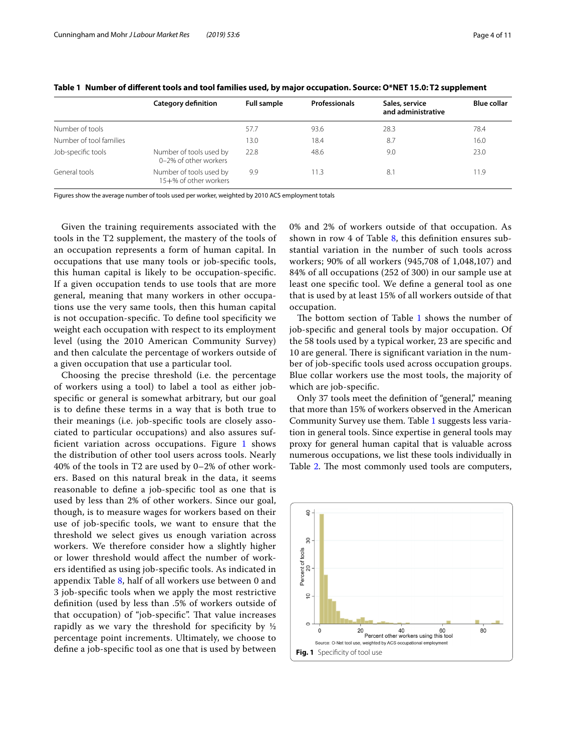**Table 1 Number of different tools and tool families used, by major occupation. Source: O*NET 15.0: T2 supplement**

| | Category definition | Full sample | Professionals | Sales, service and administrative | Blue collar |
|---|---|---|---|---|---|
| Number of tools | | 57.7 | 93.6 | 28.3 | 78.4 |
| Number of tool families | | 13.0 | 18.4 | 8.7 | 16.0 |
| Job-specific tools | Number of tools used by 0–2% of other workers | 22.8 | 48.6 | 9.0 | 23.0 |
| General tools | Number of tools used by 15+% of other workers | 9.9 | 11.3 | 8.1 | 11.9 |

Figures show the average number of tools used per worker, weighted by 2010 ACS employment totals

Given the training requirements associated with the tools in the T2 supplement, the mastery of the tools of an occupation represents a form of human capital. In occupations that use many tools or job-specific tools, this human capital is likely to be occupation-specific. If a given occupation tends to use tools that are more general, meaning that many workers in other occupations use the very same tools, then this human capital is not occupation-specific. To define tool specificity we weight each occupation with respect to its employment level (using the 2010 American Community Survey) and then calculate the percentage of workers outside of a given occupation that use a particular tool.

Choosing the precise threshold (i.e. the percentage of workers using a tool) to label a tool as either job-specific or general is somewhat arbitrary, but our goal is to define these terms in a way that is both true to their meanings (i.e. job-specific tools are closely associated to particular occupations) and also assures sufficient variation across occupations. Figure 1 shows the distribution of other tool users across tools. Nearly 40% of the tools in T2 are used by 0–2% of other workers. Based on this natural break in the data, it seems reasonable to define a job-specific tool as one that is used by less than 2% of other workers. Since our goal, though, is to measure wages for workers based on their use of job-specific tools, we want to ensure that the threshold we select gives us enough variation across workers. We therefore consider how a slightly higher or lower threshold would affect the number of workers identified as using job-specific tools. As indicated in appendix Table 8, half of all workers use between 0 and 3 job-specific tools when we apply the most restrictive definition (used by less than .5% of workers outside of that occupation) of "job-specific". That value increases rapidly as we vary the threshold for specificity by ½ percentage point increments. Ultimately, we choose to define a job-specific tool as one that is used by between 0% and 2% of workers outside of that occupation. As shown in row 4 of Table 8, this definition ensures substantial variation in the number of such tools across workers; 90% of all workers (945,708 of 1,048,107) and 84% of all occupations (252 of 300) in our sample use at least one specific tool. We define a general tool as one that is used by at least 15% of all workers outside of that occupation.

The bottom section of Table 1 shows the number of job-specific and general tools by major occupation. Of the 58 tools used by a typical worker, 23 are specific and 10 are general. There is significant variation in the number of job-specific tools used across occupation groups. Blue collar workers use the most tools, the majority of which are job-specific.

Only 37 tools meet the definition of "general," meaning that more than 15% of workers observed in the American Community Survey use them. Table 1 suggests less variation in general tools. Since expertise in general tools may proxy for general human capital that is valuable across numerous occupations, we list these tools individually in Table 2. The most commonly used tools are computers,

**Fig. 1** Specificity of tool use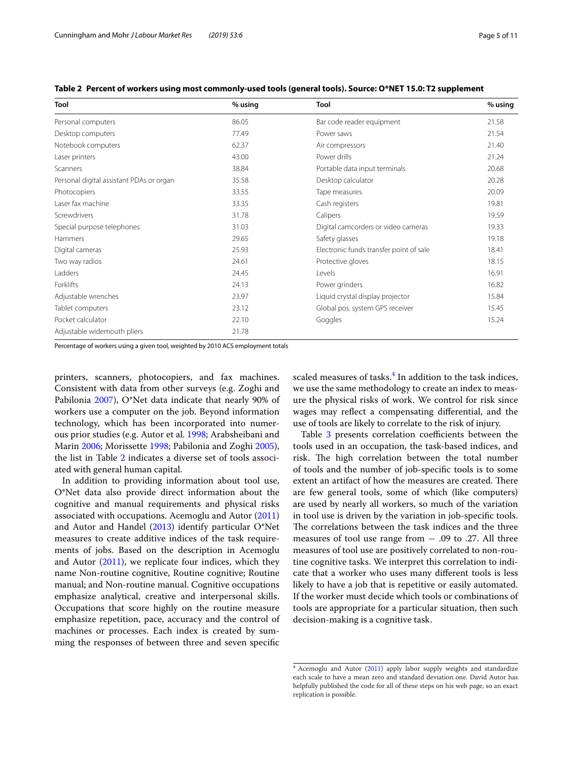**Table 2 Percent of workers using most commonly-used tools (general tools). Source: O*NET 15.0: T2 supplement**

| Tool | % using | Tool | % using |
|---|---|---|---|
| Personal computers | 86.05 | Bar code reader equipment | 21.58 |
| Desktop computers | 77.49 | Power saws | 21.54 |
| Notebook computers | 62.37 | Air compressors | 21.40 |
| Laser printers | 43.00 | Power drills | 21.24 |
| Scanners | 38.84 | Portable data input terminals | 20.68 |
| Personal digital assistant PDAs or organ | 35.58 | Desktop calculator | 20.28 |
| Photocopiers | 33.55 | Tape measures | 20.09 |
| Laser fax machine | 33.35 | Cash registers | 19.81 |
| Screwdrivers | 31.78 | Calipers | 19.59 |
| Special purpose telephones | 31.03 | Digital camcorders or video cameras | 19.33 |
| Hammers | 29.65 | Safety glasses | 19.18 |
| Digital cameras | 25.93 | Electronic funds transfer point of sale | 18.41 |
| Two way radios | 24.61 | Protective gloves | 18.15 |
| Ladders | 24.45 | Levels | 16.91 |
| Forklifts | 24.13 | Power grinders | 16.82 |
| Adjustable wrenches | 23.97 | Liquid crystal display projector | 15.84 |
| Tablet computers | 23.12 | Global pos. system GPS receiver | 15.45 |
| Pocket calculator | 22.10 | Goggles | 15.24 |
| Adjustable widemouth pliers | 21.78 | | |

Percentage of workers using a given tool, weighted by 2010 ACS employment totals

printers, scanners, photocopiers, and fax machines. Consistent with data from other surveys (e.g. Zoghi and Pabilonia 2007), O*Net data indicate that nearly 90% of workers use a computer on the job. Beyond information technology, which has been incorporated into numerous prior studies (e.g. Autor et al. 1998; Arabsheibani and Marin 2006; Morissette 1998; Pabilonia and Zoghi 2005), the list in Table 2 indicates a diverse set of tools associated with general human capital.

In addition to providing information about tool use, O*Net data also provide direct information about the cognitive and manual requirements and physical risks associated with occupations. Acemoglu and Autor (2011) and Autor and Handel (2013) identify particular O*Net measures to create additive indices of the task requirements of jobs. Based on the description in Acemoglu and Autor (2011), we replicate four indices, which they name Non-routine cognitive, Routine cognitive; Routine manual; and Non-routine manual. Cognitive occupations emphasize analytical, creative and interpersonal skills. Occupations that score highly on the routine measure emphasize repetition, pace, accuracy and the control of machines or processes. Each index is created by summing the responses of between three and seven specific scaled measures of tasks.[4] In addition to the task indices, we use the same methodology to create an index to measure the physical risks of work. We control for risk since wages may reflect a compensating differential, and the use of tools are likely to correlate to the risk of injury.

Table 3 presents correlation coefficients between the tools used in an occupation, the task-based indices, and risk. The high correlation between the total number of tools and the number of job-specific tools is to some extent an artifact of how the measures are created. There are few general tools, some of which (like computers) are used by nearly all workers, so much of the variation in tool use is driven by the variation in job-specific tools. The correlations between the task indices and the three measures of tool use range from − .09 to .27. All three measures of tool use are positively correlated to non-routine cognitive tasks. We interpret this correlation to indicate that a worker who uses many different tools is less likely to have a job that is repetitive or easily automated. If the worker must decide which tools or combinations of tools are appropriate for a particular situation, then such decision-making is a cognitive task.

[4] Acemoglu and Autor (2011) apply labor supply weights and standardize each scale to have a mean zero and standard deviation one. David Autor has helpfully published the code for all of these steps on his web page, so an exact replication is possible.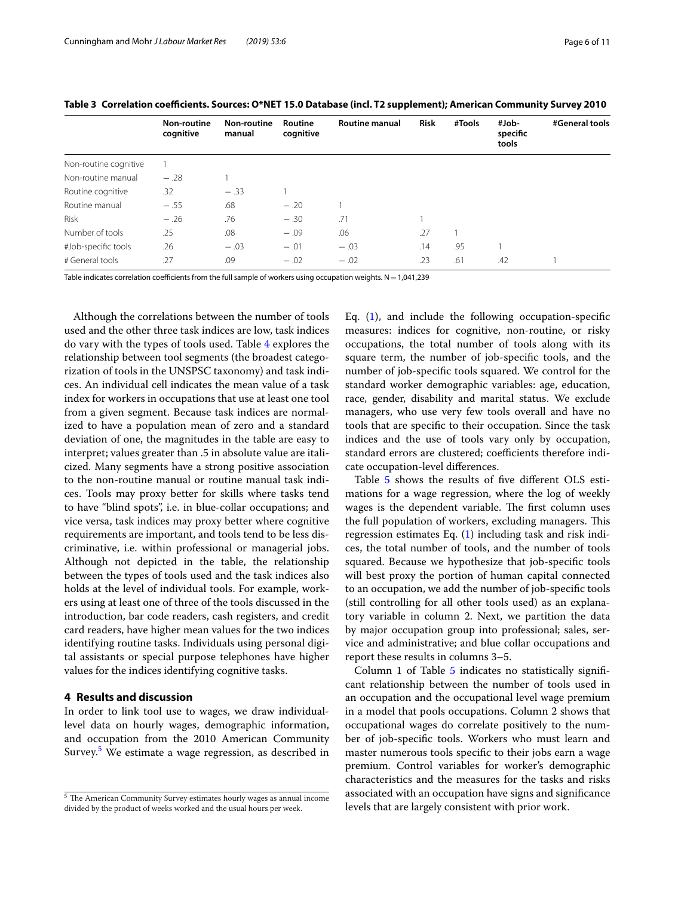**Table 3 Correlation coefficients. Sources: O*NET 15.0 Database (incl. T2 supplement); American Community Survey 2010**

| | Non-routine cognitive | Non-routine manual | Routine cognitive | Routine manual | Risk | #Tools | #Job-specific tools | #General tools |
|---|---|---|---|---|---|---|---|---|
| Non-routine cognitive | 1 | | | | | | | |
| Non-routine manual | −.28 | 1 | | | | | | |
| Routine cognitive | .32 | −.33 | 1 | | | | | |
| Routine manual | −.55 | .68 | −.20 | 1 | | | | |
| Risk | −.26 | .76 | −.30 | .71 | 1 | | | |
| Number of tools | .25 | .08 | −.09 | .06 | .27 | 1 | | |
| #Job-specific tools | .26 | −.03 | −.01 | −.03 | .14 | .95 | 1 | |
| # General tools | .27 | .09 | −.02 | −.02 | .23 | .61 | .42 | 1 |

Table indicates correlation coefficients from the full sample of workers using occupation weights. N = 1,041,239

Although the correlations between the number of tools used and the other three task indices are low, task indices do vary with the types of tools used. Table 4 explores the relationship between tool segments (the broadest categorization of tools in the UNSPSC taxonomy) and task indices. An individual cell indicates the mean value of a task index for workers in occupations that use at least one tool from a given segment. Because task indices are normalized to have a population mean of zero and a standard deviation of one, the magnitudes in the table are easy to interpret; values greater than .5 in absolute value are italicized. Many segments have a strong positive association to the non-routine manual or routine manual task indices. Tools may proxy better for skills where tasks tend to have "blind spots", i.e. in blue-collar occupations; and vice versa, task indices may proxy better where cognitive requirements are important, and tools tend to be less discriminative, i.e. within professional or managerial jobs. Although not depicted in the table, the relationship between the types of tools used and the task indices also holds at the level of individual tools. For example, workers using at least one of three of the tools discussed in the introduction, bar code readers, cash registers, and credit card readers, have higher mean values for the two indices identifying routine tasks. Individuals using personal digital assistants or special purpose telephones have higher values for the indices identifying cognitive tasks.

## 4 Results and discussion

In order to link tool use to wages, we draw individual-level data on hourly wages, demographic information, and occupation from the 2010 American Community Survey.[5] We estimate a wage regression, as described in Eq. (1), and include the following occupation-specific measures: indices for cognitive, non-routine, or risky occupations, the total number of tools along with its square term, the number of job-specific tools, and the number of job-specific tools squared. We control for the standard worker demographic variables: age, education, race, gender, disability and marital status. We exclude managers, who use very few tools overall and have no tools that are specific to their occupation. Since the task indices and the use of tools vary only by occupation, standard errors are clustered; coefficients therefore indicate occupation-level differences.

Table 5 shows the results of five different OLS estimations for a wage regression, where the log of weekly wages is the dependent variable. The first column uses the full population of workers, excluding managers. This regression estimates Eq. (1) including task and risk indices, the total number of tools, and the number of tools squared. Because we hypothesize that job-specific tools will best proxy the portion of human capital connected to an occupation, we add the number of job-specific tools (still controlling for all other tools used) as an explanatory variable in column 2. Next, we partition the data by major occupation group into professional; sales, service and administrative; and blue collar occupations and report these results in columns 3–5.

Column 1 of Table 5 indicates no statistically significant relationship between the number of tools used in an occupation and the occupational level wage premium in a model that pools occupations. Column 2 shows that occupational wages do correlate positively to the number of job-specific tools. Workers who must learn and master numerous tools specific to their jobs earn a wage premium. Control variables for worker's demographic characteristics and the measures for the tasks and risks associated with an occupation have signs and significance levels that are largely consistent with prior work.

[5] The American Community Survey estimates hourly wages as annual income divided by the product of weeks worked and the usual hours per week.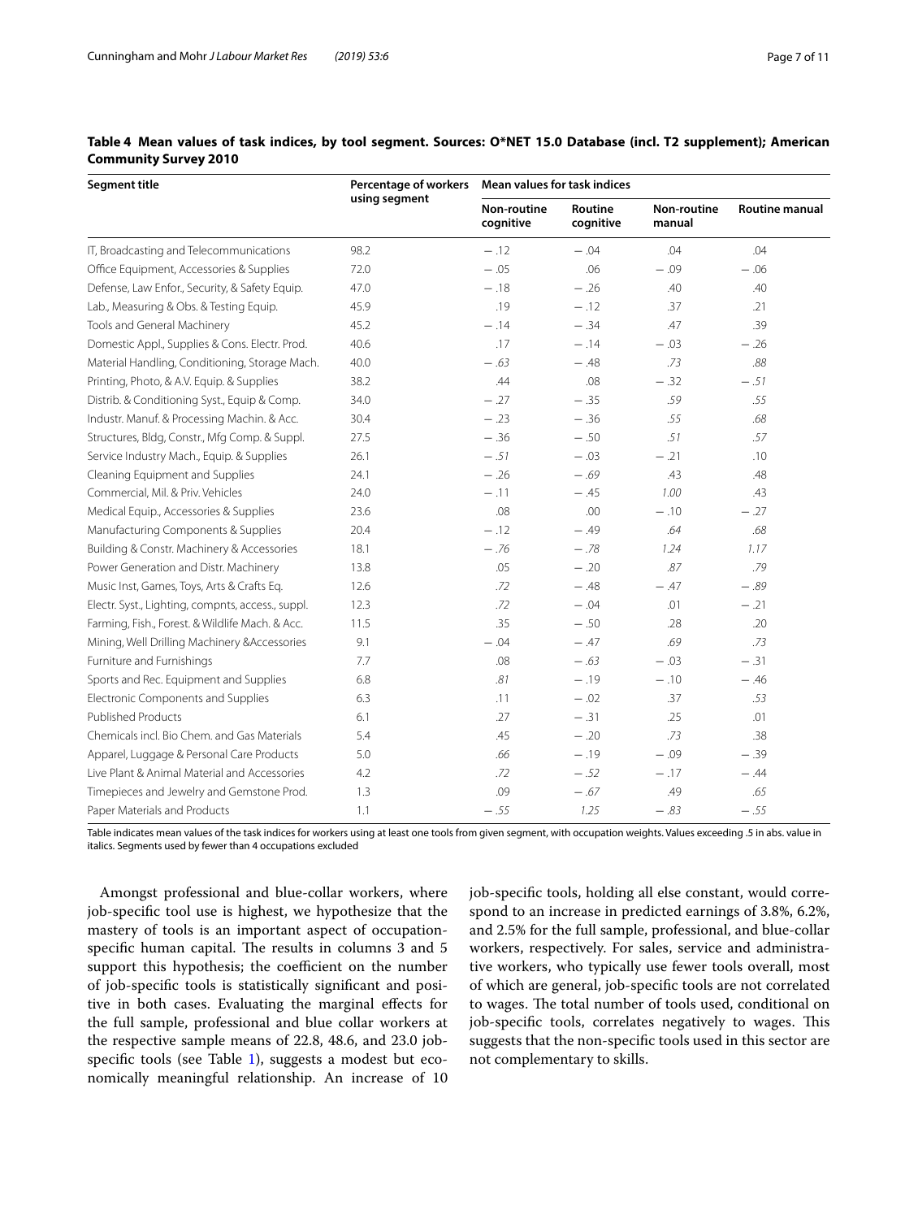**Table 4 Mean values of task indices, by tool segment. Sources: O*NET 15.0 Database (incl. T2 supplement); American Community Survey 2010**

| Segment title | Percentage of workers using segment | Mean values for task indices | | | |
|---|---|---|---|---|---|
| | | Non-routine cognitive | Routine cognitive | Non-routine manual | Routine manual |
| IT, Broadcasting and Telecommunications | 98.2 | −.12 | −.04 | .04 | .04 |
| Office Equipment, Accessories & Supplies | 72.0 | −.05 | .06 | −.09 | −.06 |
| Defense, Law Enfor., Security, & Safety Equip. | 47.0 | −.18 | −.26 | .40 | .40 |
| Lab., Measuring & Obs. & Testing Equip. | 45.9 | .19 | −.12 | .37 | .21 |
| Tools and General Machinery | 45.2 | −.14 | −.34 | .47 | .39 |
| Domestic Appl., Supplies & Cons. Electr. Prod. | 40.6 | .17 | −.14 | −.03 | −.26 |
| Material Handling, Conditioning, Storage Mach. | 40.0 | *−.63* | −.48 | *.73* | *.88* |
| Printing, Photo, & A.V. Equip. & Supplies | 38.2 | .44 | .08 | −.32 | *−.51* |
| Distrib. & Conditioning Syst., Equip & Comp. | 34.0 | −.27 | −.35 | *.59* | *.55* |
| Industr. Manuf. & Processing Machin. & Acc. | 30.4 | −.23 | −.36 | *.55* | *.68* |
| Structures, Bldg, Constr., Mfg Comp. & Suppl. | 27.5 | −.36 | −.50 | *.51* | *.57* |
| Service Industry Mach., Equip. & Supplies | 26.1 | *−.51* | −.03 | −.21 | .10 |
| Cleaning Equipment and Supplies | 24.1 | −.26 | *−.69* | .43 | .48 |
| Commercial, Mil. & Priv. Vehicles | 24.0 | −.11 | −.45 | *1.00* | .43 |
| Medical Equip., Accessories & Supplies | 23.6 | .08 | .00 | −.10 | −.27 |
| Manufacturing Components & Supplies | 20.4 | −.12 | −.49 | *.64* | *.68* |
| Building & Constr. Machinery & Accessories | 18.1 | *−.76* | *−.78* | *1.24* | *1.17* |
| Power Generation and Distr. Machinery | 13.8 | .05 | −.20 | *.87* | *.79* |
| Music Inst, Games, Toys, Arts & Crafts Eq. | 12.6 | *.72* | −.48 | −.47 | *−.89* |
| Electr. Syst., Lighting, compnts, access., suppl. | 12.3 | *.72* | −.04 | .01 | −.21 |
| Farming, Fish., Forest. & Wildlife Mach. & Acc. | 11.5 | .35 | −.50 | .28 | .20 |
| Mining, Well Drilling Machinery &Accessories | 9.1 | −.04 | −.47 | *.69* | *.73* |
| Furniture and Furnishings | 7.7 | .08 | *−.63* | −.03 | −.31 |
| Sports and Rec. Equipment and Supplies | 6.8 | *.81* | −.19 | −.10 | −.46 |
| Electronic Components and Supplies | 6.3 | .11 | −.02 | .37 | *.53* |
| Published Products | 6.1 | .27 | −.31 | .25 | .01 |
| Chemicals incl. Bio Chem. and Gas Materials | 5.4 | .45 | −.20 | *.73* | .38 |
| Apparel, Luggage & Personal Care Products | 5.0 | *.66* | −.19 | −.09 | −.39 |
| Live Plant & Animal Material and Accessories | 4.2 | *.72* | *−.52* | −.17 | −.44 |
| Timepieces and Jewelry and Gemstone Prod. | 1.3 | .09 | *−.67* | .49 | *.65* |
| Paper Materials and Products | 1.1 | *−.55* | *1.25* | *−.83* | *−.55* |

Table indicates mean values of the task indices for workers using at least one tools from given segment, with occupation weights. Values exceeding .5 in abs. value in italics. Segments used by fewer than 4 occupations excluded

Amongst professional and blue-collar workers, where job-specific tool use is highest, we hypothesize that the mastery of tools is an important aspect of occupation-specific human capital. The results in columns 3 and 5 support this hypothesis; the coefficient on the number of job-specific tools is statistically significant and positive in both cases. Evaluating the marginal effects for the full sample, professional and blue collar workers at the respective sample means of 22.8, 48.6, and 23.0 job-specific tools (see Table 1), suggests a modest but economically meaningful relationship. An increase of 10 job-specific tools, holding all else constant, would correspond to an increase in predicted earnings of 3.8%, 6.2%, and 2.5% for the full sample, professional, and blue-collar workers, respectively. For sales, service and administrative workers, who typically use fewer tools overall, most of which are general, job-specific tools are not correlated to wages. The total number of tools used, conditional on job-specific tools, correlates negatively to wages. This suggests that the non-specific tools used in this sector are not complementary to skills.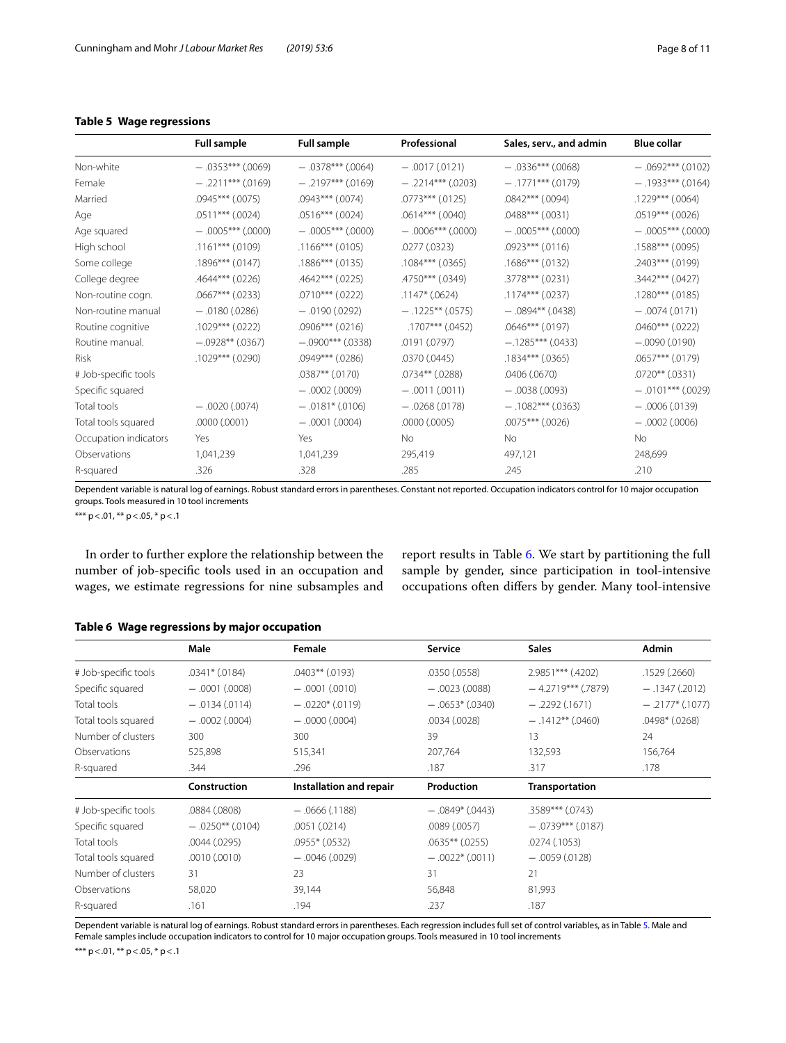**Table 5 Wage regressions**

| | Full sample | Full sample | Professional | Sales, serv., and admin | Blue collar |
|---|---|---|---|---|---|
| Non-white | − .0353*** (.0069) | − .0378*** (.0064) | − .0017 (.0121) | − .0336*** (.0068) | − .0692*** (.0102) |
| Female | − .2211*** (.0169) | − .2197*** (.0169) | − .2214*** (.0203) | − .1771*** (.0179) | − .1933*** (.0164) |
| Married | .0945*** (.0075) | .0943*** (.0074) | .0773*** (.0125) | .0842*** (.0094) | .1229*** (.0064) |
| Age | .0511*** (.0024) | .0516*** (.0024) | .0614*** (.0040) | .0488*** (.0031) | .0519*** (.0026) |
| Age squared | − .0005*** (.0000) | − .0005*** (.0000) | − .0006*** (.0000) | − .0005*** (.0000) | − .0005*** (.0000) |
| High school | .1161*** (.0109) | .1166*** (.0105) | .0277 (.0323) | .0923*** (.0116) | .1588*** (.0095) |
| Some college | .1896*** (.0147) | .1886*** (.0135) | .1084*** (.0365) | .1686*** (.0132) | .2403*** (.0199) |
| College degree | .4644*** (.0226) | .4642*** (.0225) | .4750*** (.0349) | .3778*** (.0231) | .3442*** (.0427) |
| Non-routine cogn. | .0667*** (.0233) | .0710*** (.0222) | .1147* (.0624) | .1174*** (.0237) | .1280*** (.0185) |
| Non-routine manual | − .0180 (.0286) | − .0190 (.0292) | − .1225** (.0575) | − .0894** (.0438) | − .0074 (.0171) |
| Routine cognitive | .1029*** (.0222) | .0906*** (.0216) | .1707*** (.0452) | .0646*** (.0197) | .0460*** (.0222) |
| Routine manual. | −.0928** (.0367) | −.0900*** (.0338) | .0191 (.0797) | −.1285*** (.0433) | −.0090 (.0190) |
| Risk | .1029*** (.0290) | .0949*** (.0286) | .0370 (.0445) | .1834*** (.0365) | .0657*** (.0179) |
| # Job-specific tools | | .0387** (.0170) | .0734** (.0288) | .0406 (.0670) | .0720** (.0331) |
| Specific squared | | − .0002 (.0009) | − .0011 (.0011) | − .0038 (.0093) | − .0101*** (.0029) |
| Total tools | − .0020 (.0074) | − .0181* (.0106) | − .0268 (.0178) | − .1082*** (.0363) | − .0006 (.0139) |
| Total tools squared | .0000 (.0001) | − .0001 (.0004) | .0000 (.0005) | .0075*** (.0026) | − .0002 (.0006) |
| Occupation indicators | Yes | Yes | No | No | No |
| Observations | 1,041,239 | 1,041,239 | 295,419 | 497,121 | 248,699 |
| R-squared | .326 | .328 | .285 | .245 | .210 |

Dependent variable is natural log of earnings. Robust standard errors in parentheses. Constant not reported. Occupation indicators control for 10 major occupation groups. Tools measured in 10 tool increments

*** p < .01, ** p < .05, * p < .1

In order to further explore the relationship between the number of job-specific tools used in an occupation and wages, we estimate regressions for nine subsamples and report results in Table 6. We start by partitioning the full sample by gender, since participation in tool-intensive occupations often differs by gender. Many tool-intensive

**Table 6 Wage regressions by major occupation**

| | Male | Female | Service | Sales | Admin |
|---|---|---|---|---|---|
| # Job-specific tools | .0341* (.0184) | .0403** (.0193) | .0350 (.0558) | 2.9851*** (.4202) | .1529 (.2660) |
| Specific squared | − .0001 (.0008) | − .0001 (.0010) | − .0023 (.0088) | − 4.2719*** (.7879) | − .1347 (.2012) |
| Total tools | − .0134 (.0114) | − .0220* (.0119) | − .0653* (.0340) | − .2292 (.1671) | − .2177* (.1077) |
| Total tools squared | − .0002 (.0004) | − .0000 (.0004) | .0034 (.0028) | − .1412** (.0460) | .0498* (.0268) |
| Number of clusters | 300 | 300 | 39 | 13 | 24 |
| Observations | 525,898 | 515,341 | 207,764 | 132,593 | 156,764 |
| R-squared | .344 | .296 | .187 | .317 | .178 |
| | **Construction** | **Installation and repair** | **Production** | **Transportation** | |
| # Job-specific tools | .0884 (.0808) | − .0666 (.1188) | − .0849* (.0443) | .3589*** (.0743) | |
| Specific squared | − .0250** (.0104) | .0051 (.0214) | .0089 (.0057) | − .0739*** (.0187) | |
| Total tools | .0044 (.0295) | .0955* (.0532) | .0635** (.0255) | .0274 (.1053) | |
| Total tools squared | .0010 (.0010) | − .0046 (.0029) | − .0022* (.0011) | − .0059 (.0128) | |
| Number of clusters | 31 | 23 | 31 | 21 | |
| Observations | 58,020 | 39,144 | 56,848 | 81,993 | |
| R-squared | .161 | .194 | .237 | .187 | |

Dependent variable is natural log of earnings. Robust standard errors in parentheses. Each regression includes full set of control variables, as in Table 5. Male and Female samples include occupation indicators to control for 10 major occupation groups. Tools measured in 10 tool increments

*** p < .01, ** p < .05, * p < .1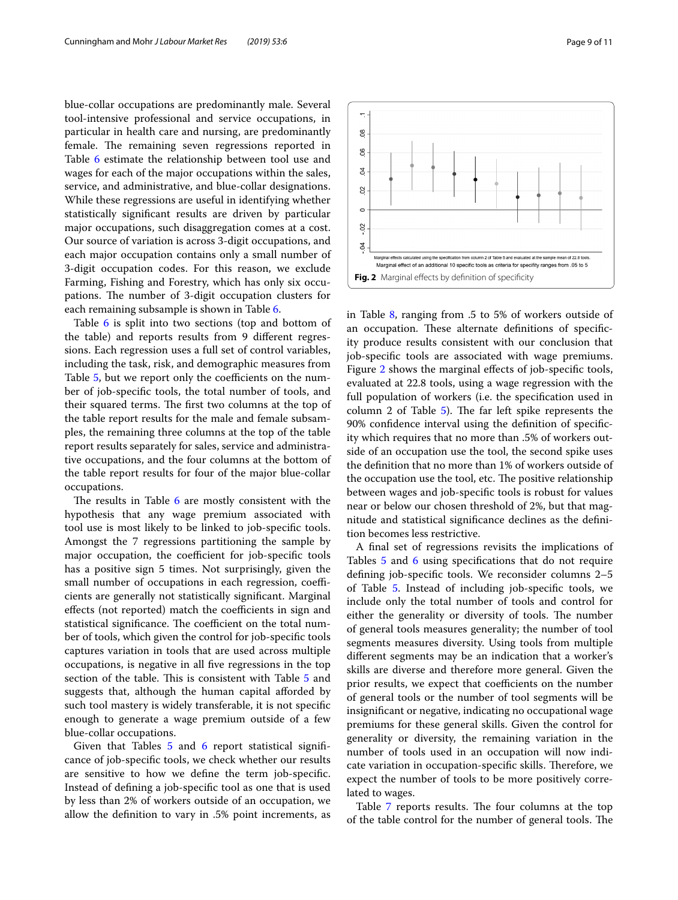blue-collar occupations are predominantly male. Several tool-intensive professional and service occupations, in particular in health care and nursing, are predominantly female. The remaining seven regressions reported in Table 6 estimate the relationship between tool use and wages for each of the major occupations within the sales, service, and administrative, and blue-collar designations. While these regressions are useful in identifying whether statistically significant results are driven by particular major occupations, such disaggregation comes at a cost. Our source of variation is across 3-digit occupations, and each major occupation contains only a small number of 3-digit occupation codes. For this reason, we exclude Farming, Fishing and Forestry, which has only six occupations. The number of 3-digit occupation clusters for each remaining subsample is shown in Table 6.

Table 6 is split into two sections (top and bottom of the table) and reports results from 9 different regressions. Each regression uses a full set of control variables, including the task, risk, and demographic measures from Table 5, but we report only the coefficients on the number of job-specific tools, the total number of tools, and their squared terms. The first two columns at the top of the table report results for the male and female subsamples, the remaining three columns at the top of the table report results separately for sales, service and administrative occupations, and the four columns at the bottom of the table report results for four of the major blue-collar occupations.

The results in Table 6 are mostly consistent with the hypothesis that any wage premium associated with tool use is most likely to be linked to job-specific tools. Amongst the 7 regressions partitioning the sample by major occupation, the coefficient for job-specific tools has a positive sign 5 times. Not surprisingly, given the small number of occupations in each regression, coefficients are generally not statistically significant. Marginal effects (not reported) match the coefficients in sign and statistical significance. The coefficient on the total number of tools, which given the control for job-specific tools captures variation in tools that are used across multiple occupations, is negative in all five regressions in the top section of the table. This is consistent with Table 5 and suggests that, although the human capital afforded by such tool mastery is widely transferable, it is not specific enough to generate a wage premium outside of a few blue-collar occupations.

Given that Tables 5 and 6 report statistical significance of job-specific tools, we check whether our results are sensitive to how we define the term job-specific. Instead of defining a job-specific tool as one that is used by less than 2% of workers outside of an occupation, we allow the definition to vary in .5% point increments, as

Marginal effects calculated using the specification from column 2 of Table 5 and evaluated at the sample mean of 22.8 tools.
Marginal effect of an additional 10 specific tools as criteria for specifity ranges from .05 to 5

**Fig. 2** Marginal effects by definition of specificity

in Table 8, ranging from .5 to 5% of workers outside of an occupation. These alternate definitions of specificity produce results consistent with our conclusion that job-specific tools are associated with wage premiums. Figure 2 shows the marginal effects of job-specific tools, evaluated at 22.8 tools, using a wage regression with the full population of workers (i.e. the specification used in column 2 of Table 5). The far left spike represents the 90% confidence interval using the definition of specificity which requires that no more than .5% of workers outside of an occupation use the tool, the second spike uses the definition that no more than 1% of workers outside of the occupation use the tool, etc. The positive relationship between wages and job-specific tools is robust for values near or below our chosen threshold of 2%, but that magnitude and statistical significance declines as the definition becomes less restrictive.

A final set of regressions revisits the implications of Tables 5 and 6 using specifications that do not require defining job-specific tools. We reconsider columns 2–5 of Table 5. Instead of including job-specific tools, we include only the total number of tools and control for either the generality or diversity of tools. The number of general tools measures generality; the number of tool segments measures diversity. Using tools from multiple different segments may be an indication that a worker's skills are diverse and therefore more general. Given the prior results, we expect that coefficients on the number of general tools or the number of tool segments will be insignificant or negative, indicating no occupational wage premiums for these general skills. Given the control for generality or diversity, the remaining variation in the number of tools used in an occupation will now indicate variation in occupation-specific skills. Therefore, we expect the number of tools to be more positively correlated to wages.

Table 7 reports results. The four columns at the top of the table control for the number of general tools. The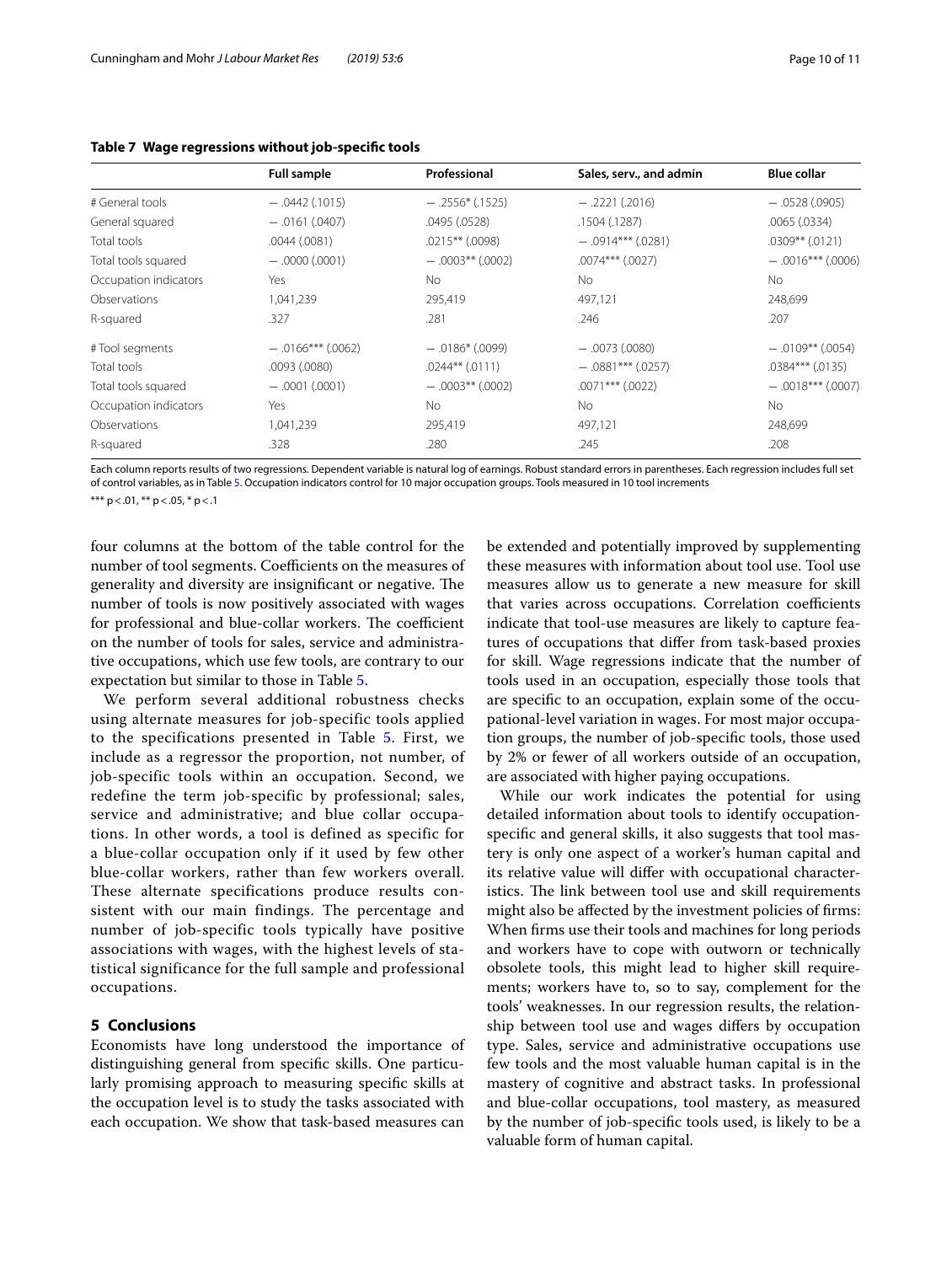**Table 7 Wage regressions without job-specific tools**

| | Full sample | Professional | Sales, serv., and admin | Blue collar |
|---|---|---|---|---|
| # General tools | −.0442 (.1015) | −.2556* (.1525) | −.2221 (.2016) | −.0528 (.0905) |
| General squared | −.0161 (.0407) | .0495 (.0528) | .1504 (.1287) | .0065 (.0334) |
| Total tools | .0044 (.0081) | .0215** (.0098) | −.0914*** (.0281) | .0309** (.0121) |
| Total tools squared | −.0000 (.0001) | −.0003** (.0002) | .0074*** (.0027) | −.0016*** (.0006) |
| Occupation indicators | Yes | No | No | No |
| Observations | 1,041,239 | 295,419 | 497,121 | 248,699 |
| R-squared | .327 | .281 | .246 | .207 |
| # Tool segments | −.0166*** (.0062) | −.0186* (.0099) | −.0073 (.0080) | −.0109** (.0054) |
| Total tools | .0093 (.0080) | .0244** (.0111) | −.0881*** (.0257) | .0384*** (.0135) |
| Total tools squared | −.0001 (.0001) | −.0003** (.0002) | .0071*** (.0022) | −.0018*** (.0007) |
| Occupation indicators | Yes | No | No | No |
| Observations | 1,041,239 | 295,419 | 497,121 | 248,699 |
| R-squared | .328 | .280 | .245 | .208 |

Each column reports results of two regressions. Dependent variable is natural log of earnings. Robust standard errors in parentheses. Each regression includes full set of control variables, as in Table 5. Occupation indicators control for 10 major occupation groups. Tools measured in 10 tool increments

*** p < .01, ** p < .05, * p < .1

four columns at the bottom of the table control for the number of tool segments. Coefficients on the measures of generality and diversity are insignificant or negative. The number of tools is now positively associated with wages for professional and blue-collar workers. The coefficient on the number of tools for sales, service and administrative occupations, which use few tools, are contrary to our expectation but similar to those in Table 5.

We perform several additional robustness checks using alternate measures for job-specific tools applied to the specifications presented in Table 5. First, we include as a regressor the proportion, not number, of job-specific tools within an occupation. Second, we redefine the term job-specific by professional; sales, service and administrative; and blue collar occupations. In other words, a tool is defined as specific for a blue-collar occupation only if it used by few other blue-collar workers, rather than few workers overall. These alternate specifications produce results consistent with our main findings. The percentage and number of job-specific tools typically have positive associations with wages, with the highest levels of statistical significance for the full sample and professional occupations.

## 5 Conclusions

Economists have long understood the importance of distinguishing general from specific skills. One particularly promising approach to measuring specific skills at the occupation level is to study the tasks associated with each occupation. We show that task-based measures can be extended and potentially improved by supplementing these measures with information about tool use. Tool use measures allow us to generate a new measure for skill that varies across occupations. Correlation coefficients indicate that tool-use measures are likely to capture features of occupations that differ from task-based proxies for skill. Wage regressions indicate that the number of tools used in an occupation, especially those tools that are specific to an occupation, explain some of the occupational-level variation in wages. For most major occupation groups, the number of job-specific tools, those used by 2% or fewer of all workers outside of an occupation, are associated with higher paying occupations.

While our work indicates the potential for using detailed information about tools to identify occupation-specific and general skills, it also suggests that tool mastery is only one aspect of a worker's human capital and its relative value will differ with occupational characteristics. The link between tool use and skill requirements might also be affected by the investment policies of firms: When firms use their tools and machines for long periods and workers have to cope with outworn or technically obsolete tools, this might lead to higher skill requirements; workers have to, so to say, complement for the tools' weaknesses. In our regression results, the relationship between tool use and wages differs by occupation type. Sales, service and administrative occupations use few tools and the most valuable human capital is in the mastery of cognitive and abstract tasks. In professional and blue-collar occupations, tool mastery, as measured by the number of job-specific tools used, is likely to be a valuable form of human capital.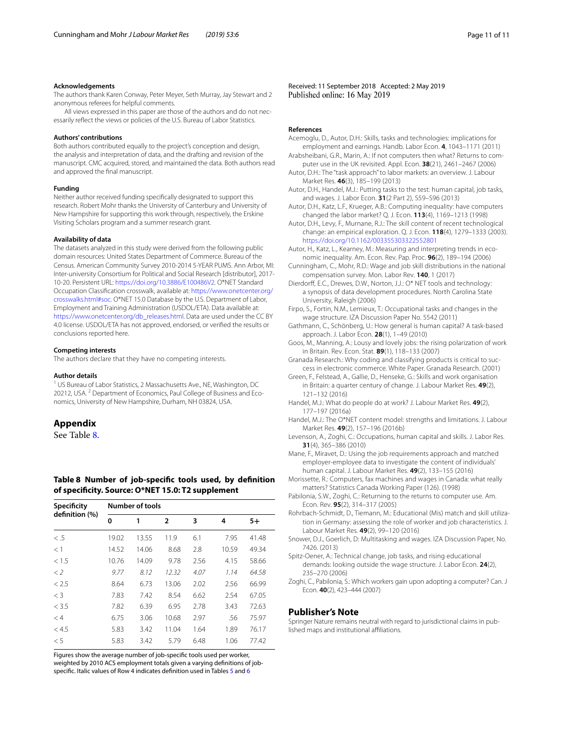#### Acknowledgements

The authors thank Karen Conway, Peter Meyer, Seth Murray, Jay Stewart and 2 anonymous referees for helpful comments.

All views expressed in this paper are those of the authors and do not necessarily reflect the views or policies of the U.S. Bureau of Labor Statistics.

#### Authors' contributions

Both authors contributed equally to the project's conception and design, the analysis and interpretation of data, and the drafting and revision of the manuscript. CMC acquired, stored, and maintained the data. Both authors read and approved the final manuscript.

#### Funding

Neither author received funding specifically designated to support this research. Robert Mohr thanks the University of Canterbury and University of New Hampshire for supporting this work through, respectively, the Erskine Visiting Scholars program and a summer research grant.

#### Availability of data

The datasets analyzed in this study were derived from the following public domain resources: United States Department of Commerce. Bureau of the Census. American Community Survey 2010-2014 5-YEAR PUMS. Ann Arbor, MI: Inter-university Consortium for Political and Social Research [distributor], 2017-10-20. Persistent URL: https://doi.org/10.3886/E100486V2. O*NET Standard Occupation Classification crosswalk, available at: https://www.onetcenter.org/crosswalks.html#soc. O*NET 15.0 Database by the U.S. Department of Labor, Employment and Training Administration (USDOL/ETA). Data available at: https://www.onetcenter.org/db_releases.html. Data are used under the CC BY 4.0 license. USDOL/ETA has not approved, endorsed, or verified the results or conclusions reported here.

#### Competing interests

The authors declare that they have no competing interests.

#### Author details

[1] US Bureau of Labor Statistics, 2 Massachusetts Ave., NE, Washington, DC 20212, USA. [2] Department of Economics, Paul College of Business and Economics, University of New Hampshire, Durham, NH 03824, USA.

## Appendix

See Table 8.

**Table 8 Number of job-specific tools used, by definition of specificity. Source: O*NET 15.0: T2 supplement**

| Specificity definition (%) | Number of tools | | | | | |
|---|---|---|---|---|---|---|
| | 0 | 1 | 2 | 3 | 4 | 5+ |
| < .5 | 19.02 | 13.55 | 11.9 | 6.1 | 7.95 | 41.48 |
| < 1 | 14.52 | 14.06 | 8.68 | 2.8 | 10.59 | 49.34 |
| < 1.5 | 10.76 | 14.09 | 9.78 | 2.56 | 4.15 | 58.66 |
| *< 2* | *9.77* | *8.12* | *12.32* | *4.07* | *1.14* | *64.58* |
| < 2.5 | 8.64 | 6.73 | 13.06 | 2.02 | 2.56 | 66.99 |
| < 3 | 7.83 | 7.42 | 8.54 | 6.62 | 2.54 | 67.05 |
| < 3.5 | 7.82 | 6.39 | 6.95 | 2.78 | 3.43 | 72.63 |
| < 4 | 6.75 | 3.06 | 10.68 | 2.97 | .56 | 75.97 |
| < 4.5 | 5.83 | 3.42 | 11.04 | 1.64 | 1.89 | 76.17 |
| < 5 | 5.83 | 3.42 | 5.79 | 6.48 | 1.06 | 77.42 |

Figures show the average number of job-specific tools used per worker, weighted by 2010 ACS employment totals given a varying definitions of job-specific. Italic values of Row 4 indicates definition used in Tables 5 and 6

Received: 11 September 2018 Accepted: 2 May 2019
Published online: 16 May 2019

#### References

Acemoglu, D., Autor, D.H.: Skills, tasks and technologies: implications for employment and earnings. Handb. Labor Econ. **4**, 1043–1171 (2011)

Arabsheibani, G.R., Marin, A.: If not computers then what? Returns to computer use in the UK revisited. Appl. Econ. **38**(21), 2461–2467 (2006)

Autor, D.H.: The "task approach" to labor markets: an overview. J. Labour Market Res. **46**(3), 185–199 (2013)

Autor, D.H., Handel, M.J.: Putting tasks to the test: human capital, job tasks, and wages. J. Labor Econ. **31**(2 Part 2), S59–S96 (2013)

Autor, D.H., Katz, L.F., Krueger, A.B.: Computing inequality: have computers changed the labor market? Q. J. Econ. **113**(4), 1169–1213 (1998)

Autor, D.H., Levy, F., Murnane, R.J.: The skill content of recent technological change: an empirical exploration. Q. J. Econ. **118**(4), 1279–1333 (2003). https://doi.org/10.1162/003355303322552801

Autor, H., Katz, L., Kearney, M.: Measuring and interpreting trends in economic inequality. Am. Econ. Rev. Pap. Proc. **96**(2), 189–194 (2006)

Cunningham, C., Mohr, R.D.: Wage and job skill distributions in the national compensation survey. Mon. Labor Rev. **140**, 1 (2017)

Dierdorff, E.C., Drewes, D.W., Norton, J.J.: O* NET tools and technology: a synopsis of data development procedures. North Carolina State University, Raleigh (2006)

Firpo, S., Fortin, N.M., Lemieux, T.: Occupational tasks and changes in the wage structure. IZA Discussion Paper No. 5542 (2011)

Gathmann, C., Schönberg, U.: How general is human capital? A task-based approach. J. Labor Econ. **28**(1), 1–49 (2010)

Goos, M., Manning, A.: Lousy and lovely jobs: the rising polarization of work in Britain. Rev. Econ. Stat. **89**(1), 118–133 (2007)

Granada Research.: Why coding and classifying products is critical to success in electronic commerce. White Paper. Granada Research. (2001)

Green, F., Felstead, A., Gallie, D., Henseke, G.: Skills and work organisation in Britain: a quarter century of change. J. Labour Market Res. **49**(2), 121–132 (2016)

Handel, M.J.: What do people do at work? J. Labour Market Res. **49**(2), 177–197 (2016a)

Handel, M.J.: The O*NET content model: strengths and limitations. J. Labour Market Res. **49**(2), 157–196 (2016b)

Levenson, A., Zoghi, C.: Occupations, human capital and skills. J. Labor Res. **31**(4), 365–386 (2010)

Mane, F., Miravet, D.: Using the job requirements approach and matched employer-employee data to investigate the content of individuals' human capital. J. Labour Market Res. **49**(2), 133–155 (2016)

Morissette, R.: Computers, fax machines and wages in Canada: what really matters? Statistics Canada Working Paper (126). (1998)

Pabilonia, S.W., Zoghi, C.: Returning to the returns to computer use. Am. Econ. Rev. **95**(2), 314–317 (2005)

Rohrbach-Schmidt, D., Tiemann, M.: Educational (Mis) match and skill utilization in Germany: assessing the role of worker and job characteristics. J. Labour Market Res. **49**(2), 99–120 (2016)

Snower, D.J., Goerlich, D: Multitasking and wages. IZA Discussion Paper, No. 7426. (2013)

Spitz-Oener, A.: Technical change, job tasks, and rising educational demands: looking outside the wage structure. J. Labor Econ. **24**(2), 235–270 (2006)

Zoghi, C., Pabilonia, S.: Which workers gain upon adopting a computer? Can. J Econ. **40**(2), 423–444 (2007)

### Publisher's Note

Springer Nature remains neutral with regard to jurisdictional claims in published maps and institutional affiliations.